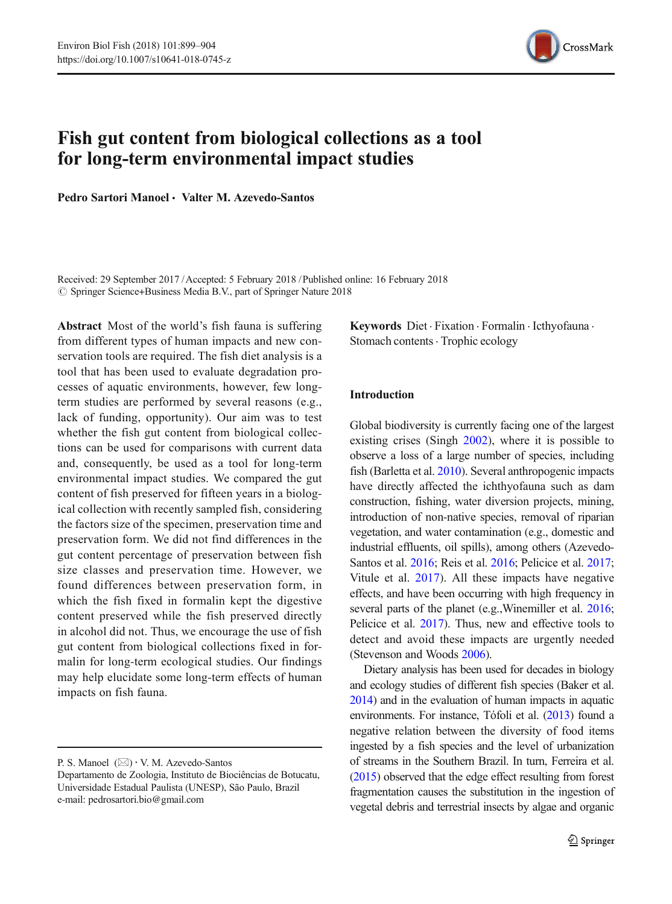# Fish gut content from biological collections as a tool for long-term environmental impact studies

**Pedro Sartori Manoel · Valter M. Azevedo-Santos**

Received: 29 September 2017 / Accepted: 5 February 2018 / Published online: 16 February 2018
© Springer Science+Business Media B.V., part of Springer Nature 2018

**Abstract** Most of the world's fish fauna is suffering from different types of human impacts and new conservation tools are required. The fish diet analysis is a tool that has been used to evaluate degradation processes of aquatic environments, however, few long-term studies are performed by several reasons (e.g., lack of funding, opportunity). Our aim was to test whether the fish gut content from biological collections can be used for comparisons with current data and, consequently, be used as a tool for long-term environmental impact studies. We compared the gut content of fish preserved for fifteen years in a biological collection with recently sampled fish, considering the factors size of the specimen, preservation time and preservation form. We did not find differences in the gut content percentage of preservation between fish size classes and preservation time. However, we found differences between preservation form, in which the fish fixed in formalin kept the digestive content preserved while the fish preserved directly in alcohol did not. Thus, we encourage the use of fish gut content from biological collections fixed in formalin for long-term ecological studies. Our findings may help elucidate some long-term effects of human impacts on fish fauna.

**Keywords** Diet · Fixation · Formalin · Icthyofauna · Stomach contents · Trophic ecology

P. S. Manoel (✉) · V. M. Azevedo-Santos
Departamento de Zoologia, Instituto de Biociências de Botucatu, Universidade Estadual Paulista (UNESP), São Paulo, Brazil
e-mail: pedrosartori.bio@gmail.com

## Introduction

Global biodiversity is currently facing one of the largest existing crises (Singh 2002), where it is possible to observe a loss of a large number of species, including fish (Barletta et al. 2010). Several anthropogenic impacts have directly affected the ichthyofauna such as dam construction, fishing, water diversion projects, mining, introduction of non-native species, removal of riparian vegetation, and water contamination (e.g., domestic and industrial effluents, oil spills), among others (Azevedo-Santos et al. 2016; Reis et al. 2016; Pelicice et al. 2017; Vitule et al. 2017). All these impacts have negative effects, and have been occurring with high frequency in several parts of the planet (e.g.,Winemiller et al. 2016; Pelicice et al. 2017). Thus, new and effective tools to detect and avoid these impacts are urgently needed (Stevenson and Woods 2006).

Dietary analysis has been used for decades in biology and ecology studies of different fish species (Baker et al. 2014) and in the evaluation of human impacts in aquatic environments. For instance, Tófoli et al. (2013) found a negative relation between the diversity of food items ingested by a fish species and the level of urbanization of streams in the Southern Brazil. In turn, Ferreira et al. (2015) observed that the edge effect resulting from forest fragmentation causes the substitution in the ingestion of vegetal debris and terrestrial insects by algae and organic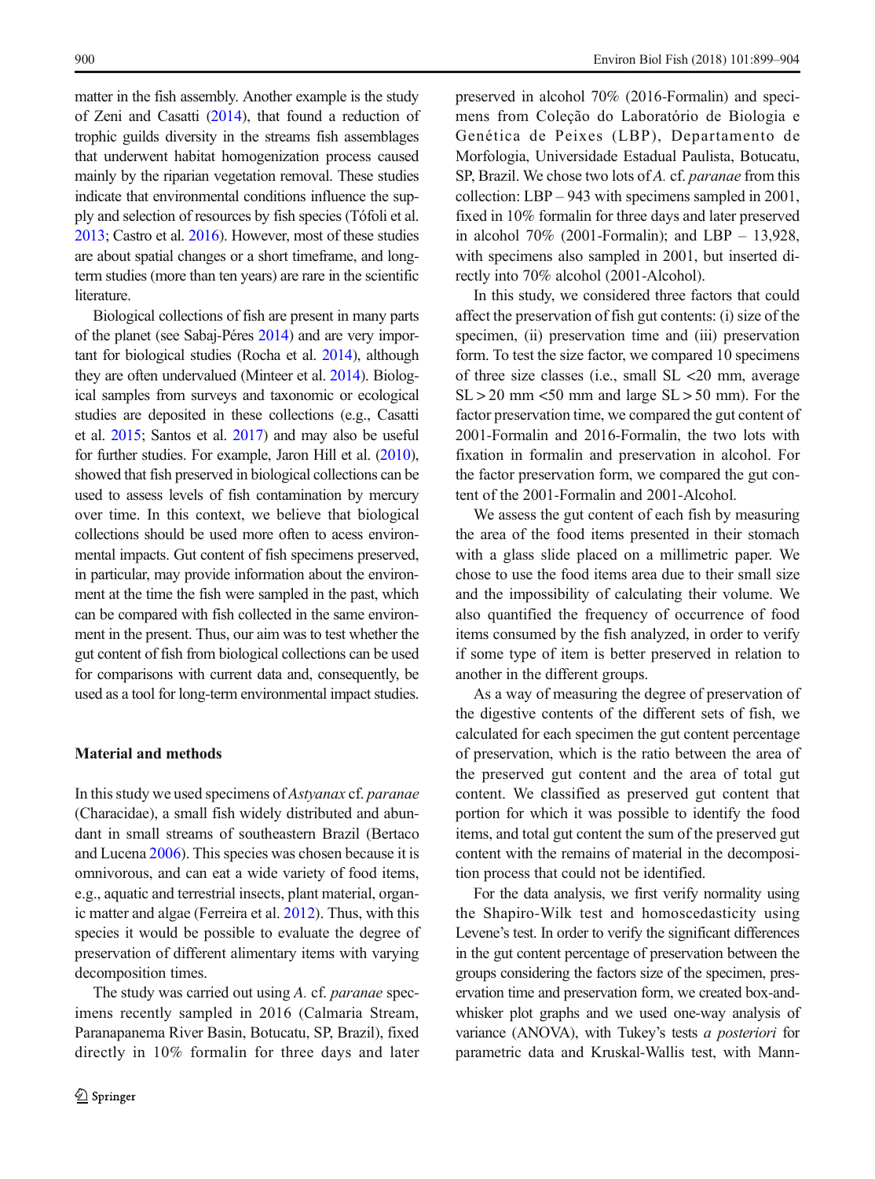matter in the fish assembly. Another example is the study of Zeni and Casatti (2014), that found a reduction of trophic guilds diversity in the streams fish assemblages that underwent habitat homogenization process caused mainly by the riparian vegetation removal. These studies indicate that environmental conditions influence the supply and selection of resources by fish species (Tófoli et al. 2013; Castro et al. 2016). However, most of these studies are about spatial changes or a short timeframe, and long-term studies (more than ten years) are rare in the scientific literature.

Biological collections of fish are present in many parts of the planet (see Sabaj-Péres 2014) and are very important for biological studies (Rocha et al. 2014), although they are often undervalued (Minteer et al. 2014). Biological samples from surveys and taxonomic or ecological studies are deposited in these collections (e.g., Casatti et al. 2015; Santos et al. 2017) and may also be useful for further studies. For example, Jaron Hill et al. (2010), showed that fish preserved in biological collections can be used to assess levels of fish contamination by mercury over time. In this context, we believe that biological collections should be used more often to acess environmental impacts. Gut content of fish specimens preserved, in particular, may provide information about the environment at the time the fish were sampled in the past, which can be compared with fish collected in the same environment in the present. Thus, our aim was to test whether the gut content of fish from biological collections can be used for comparisons with current data and, consequently, be used as a tool for long-term environmental impact studies.

## Material and methods

In this study we used specimens of *Astyanax* cf. *paranae* (Characidae), a small fish widely distributed and abundant in small streams of southeastern Brazil (Bertaco and Lucena 2006). This species was chosen because it is omnivorous, and can eat a wide variety of food items, e.g., aquatic and terrestrial insects, plant material, organic matter and algae (Ferreira et al. 2012). Thus, with this species it would be possible to evaluate the degree of preservation of different alimentary items with varying decomposition times.

The study was carried out using *A.* cf. *paranae* specimens recently sampled in 2016 (Calmaria Stream, Paranapanema River Basin, Botucatu, SP, Brazil), fixed directly in 10% formalin for three days and later preserved in alcohol 70% (2016-Formalin) and specimens from Coleção do Laboratório de Biologia e Genética de Peixes (LBP), Departamento de Morfologia, Universidade Estadual Paulista, Botucatu, SP, Brazil. We chose two lots of *A.* cf. *paranae* from this collection: LBP – 943 with specimens sampled in 2001, fixed in 10% formalin for three days and later preserved in alcohol 70% (2001-Formalin); and LBP – 13,928, with specimens also sampled in 2001, but inserted directly into 70% alcohol (2001-Alcohol).

In this study, we considered three factors that could affect the preservation of fish gut contents: (i) size of the specimen, (ii) preservation time and (iii) preservation form. To test the size factor, we compared 10 specimens of three size classes (i.e., small SL <20 mm, average SL > 20 mm <50 mm and large SL > 50 mm). For the factor preservation time, we compared the gut content of 2001-Formalin and 2016-Formalin, the two lots with fixation in formalin and preservation in alcohol. For the factor preservation form, we compared the gut content of the 2001-Formalin and 2001-Alcohol.

We assess the gut content of each fish by measuring the area of the food items presented in their stomach with a glass slide placed on a millimetric paper. We chose to use the food items area due to their small size and the impossibility of calculating their volume. We also quantified the frequency of occurrence of food items consumed by the fish analyzed, in order to verify if some type of item is better preserved in relation to another in the different groups.

As a way of measuring the degree of preservation of the digestive contents of the different sets of fish, we calculated for each specimen the gut content percentage of preservation, which is the ratio between the area of the preserved gut content and the area of total gut content. We classified as preserved gut content that portion for which it was possible to identify the food items, and total gut content the sum of the preserved gut content with the remains of material in the decomposition process that could not be identified.

For the data analysis, we first verify normality using the Shapiro-Wilk test and homoscedasticity using Levene's test. In order to verify the significant differences in the gut content percentage of preservation between the groups considering the factors size of the specimen, preservation time and preservation form, we created box-and-whisker plot graphs and we used one-way analysis of variance (ANOVA), with Tukey's tests *a posteriori* for parametric data and Kruskal-Wallis test, with Mann-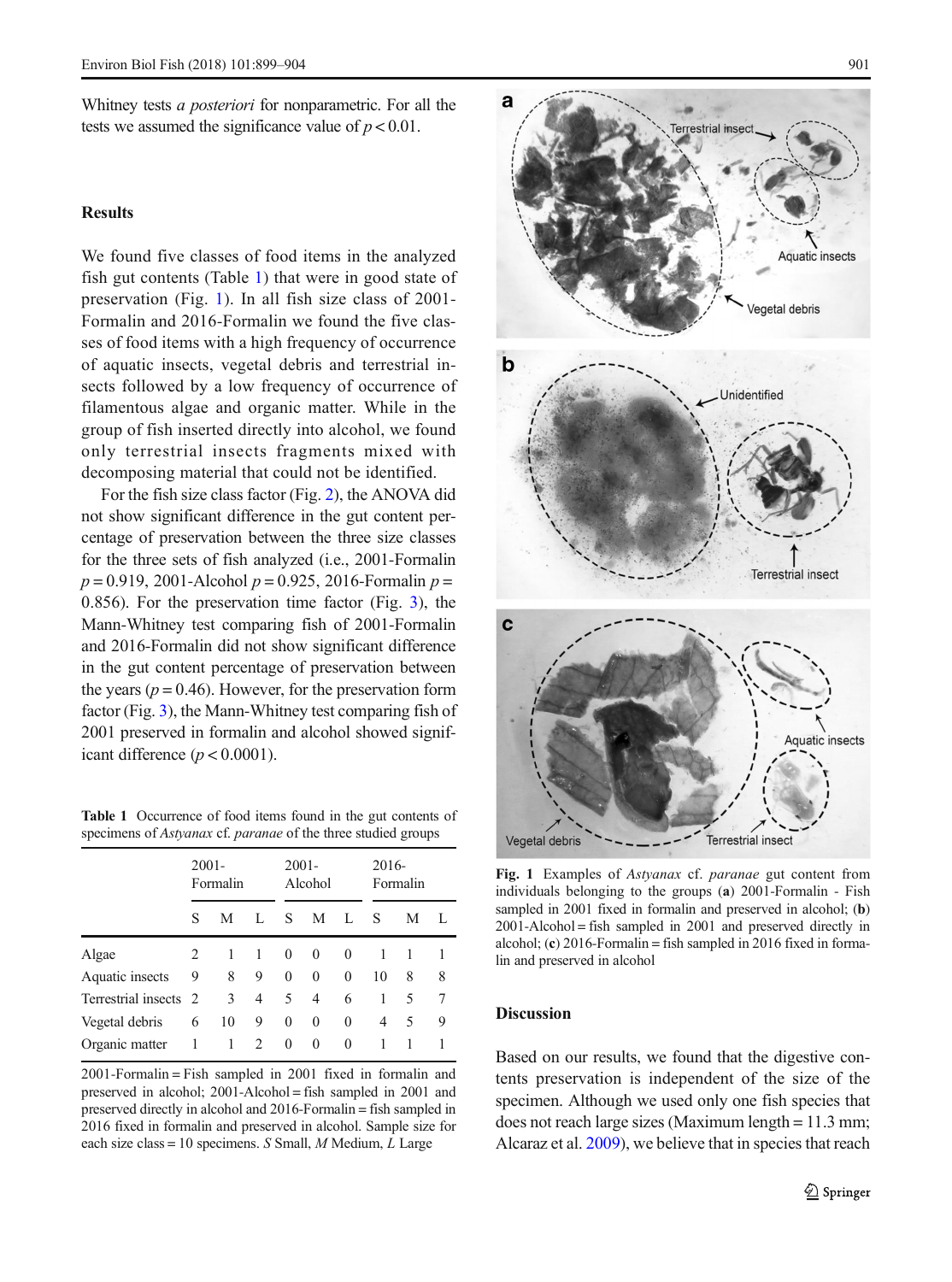Whitney tests *a posteriori* for nonparametric. For all the tests we assumed the significance value of $p < 0.01$.

## Results

We found five classes of food items in the analyzed fish gut contents (Table 1) that were in good state of preservation (Fig. 1). In all fish size class of 2001-Formalin and 2016-Formalin we found the five classes of food items with a high frequency of occurrence of aquatic insects, vegetal debris and terrestrial insects followed by a low frequency of occurrence of filamentous algae and organic matter. While in the group of fish inserted directly into alcohol, we found only terrestrial insects fragments mixed with decomposing material that could not be identified.

For the fish size class factor (Fig. 2), the ANOVA did not show significant difference in the gut content percentage of preservation between the three size classes for the three sets of fish analyzed (i.e., 2001-Formalin $p = 0.919$, 2001-Alcohol $p = 0.925$, 2016-Formalin $p = 0.856$). For the preservation time factor (Fig. 3), the Mann-Whitney test comparing fish of 2001-Formalin and 2016-Formalin did not show significant difference in the gut content percentage of preservation between the years ($p = 0.46$). However, for the preservation form factor (Fig. 3), the Mann-Whitney test comparing fish of 2001 preserved in formalin and alcohol showed significant difference ($p < 0.0001$).

**Table 1** Occurrence of food items found in the gut contents of specimens of *Astyanax* cf. *paranae* of the three studied groups

| | 2001-Formalin | | | 2001-Alcohol | | | 2016-Formalin | | |
|---|---|---|---|---|---|---|---|---|---|
| | S | M | L | S | M | L | S | M | L |
| Algae | 2 | 1 | 1 | 0 | 0 | 0 | 1 | 1 | 1 |
| Aquatic insects | 9 | 8 | 9 | 0 | 0 | 0 | 10 | 8 | 8 |
| Terrestrial insects | 2 | 3 | 4 | 5 | 4 | 6 | 1 | 5 | 7 |
| Vegetal debris | 6 | 10 | 9 | 0 | 0 | 0 | 4 | 5 | 9 |
| Organic matter | 1 | 1 | 2 | 0 | 0 | 0 | 1 | 1 | 1 |

2001-Formalin = Fish sampled in 2001 fixed in formalin and preserved in alcohol; 2001-Alcohol = fish sampled in 2001 and preserved directly in alcohol and 2016-Formalin = fish sampled in 2016 fixed in formalin and preserved in alcohol. Sample size for each size class = 10 specimens. *S* Small, *M* Medium, *L* Large

**Fig. 1** Examples of *Astyanax* cf. *paranae* gut content from individuals belonging to the groups (**a**) 2001-Formalin - Fish sampled in 2001 fixed in formalin and preserved in alcohol; (**b**) 2001-Alcohol = fish sampled in 2001 and preserved directly in alcohol; (**c**) 2016-Formalin = fish sampled in 2016 fixed in formalin and preserved in alcohol

## Discussion

Based on our results, we found that the digestive contents preservation is independent of the size of the specimen. Although we used only one fish species that does not reach large sizes (Maximum length = 11.3 mm; Alcaraz et al. 2009), we believe that in species that reach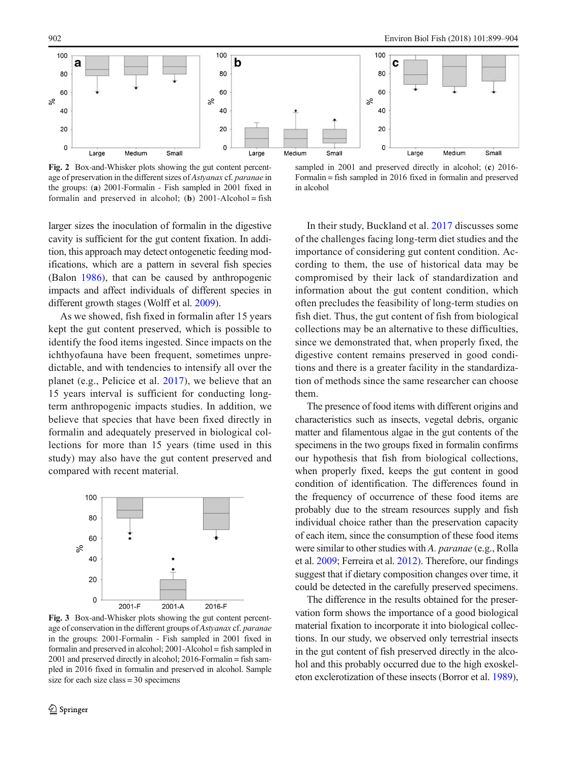**Fig. 2** Box-and-Whisker plots showing the gut content percentage of preservation in the different sizes of *Astyanax* cf. *paranae* in the groups: (**a**) 2001-Formalin - Fish sampled in 2001 fixed in formalin and preserved in alcohol; (**b**) 2001-Alcohol = fish sampled in 2001 and preserved directly in alcohol; (**c**) 2016-Formalin = fish sampled in 2016 fixed in formalin and preserved in alcohol

larger sizes the inoculation of formalin in the digestive cavity is sufficient for the gut content fixation. In addition, this approach may detect ontogenetic feeding modifications, which are a pattern in several fish species (Balon 1986), that can be caused by anthropogenic impacts and affect individuals of different species in different growth stages (Wolff et al. 2009).

As we showed, fish fixed in formalin after 15 years kept the gut content preserved, which is possible to identify the food items ingested. Since impacts on the ichthyofauna have been frequent, sometimes unpredictable, and with tendencies to intensify all over the planet (e.g., Pelicice et al. 2017), we believe that an 15 years interval is sufficient for conducting long-term anthropogenic impacts studies. In addition, we believe that species that have been fixed directly in formalin and adequately preserved in biological collections for more than 15 years (time used in this study) may also have the gut content preserved and compared with recent material.

**Fig. 3** Box-and-Whisker plots showing the gut content percentage of conservation in the different groups of *Astyanax* cf. *paranae* in the groups: 2001-Formalin - Fish sampled in 2001 fixed in formalin and preserved in alcohol; 2001-Alcohol = fish sampled in 2001 and preserved directly in alcohol; 2016-Formalin = fish sampled in 2016 fixed in formalin and preserved in alcohol. Sample size for each size class = 30 specimens

In their study, Buckland et al. 2017 discusses some of the challenges facing long-term diet studies and the importance of considering gut content condition. According to them, the use of historical data may be compromised by their lack of standardization and information about the gut content condition, which often precludes the feasibility of long-term studies on fish diet. Thus, the gut content of fish from biological collections may be an alternative to these difficulties, since we demonstrated that, when properly fixed, the digestive content remains preserved in good conditions and there is a greater facility in the standardization of methods since the same researcher can choose them.

The presence of food items with different origins and characteristics such as insects, vegetal debris, organic matter and filamentous algae in the gut contents of the specimens in the two groups fixed in formalin confirms our hypothesis that fish from biological collections, when properly fixed, keeps the gut content in good condition of identification. The differences found in the frequency of occurrence of these food items are probably due to the stream resources supply and fish individual choice rather than the preservation capacity of each item, since the consumption of these food items were similar to other studies with *A. paranae* (e.g., Rolla et al. 2009; Ferreira et al. 2012). Therefore, our findings suggest that if dietary composition changes over time, it could be detected in the carefully preserved specimens.

The difference in the results obtained for the preservation form shows the importance of a good biological material fixation to incorporate it into biological collections. In our study, we observed only terrestrial insects in the gut content of fish preserved directly in the alcohol and this probably occurred due to the high exoskeleton exclerotization of these insects (Borror et al. 1989),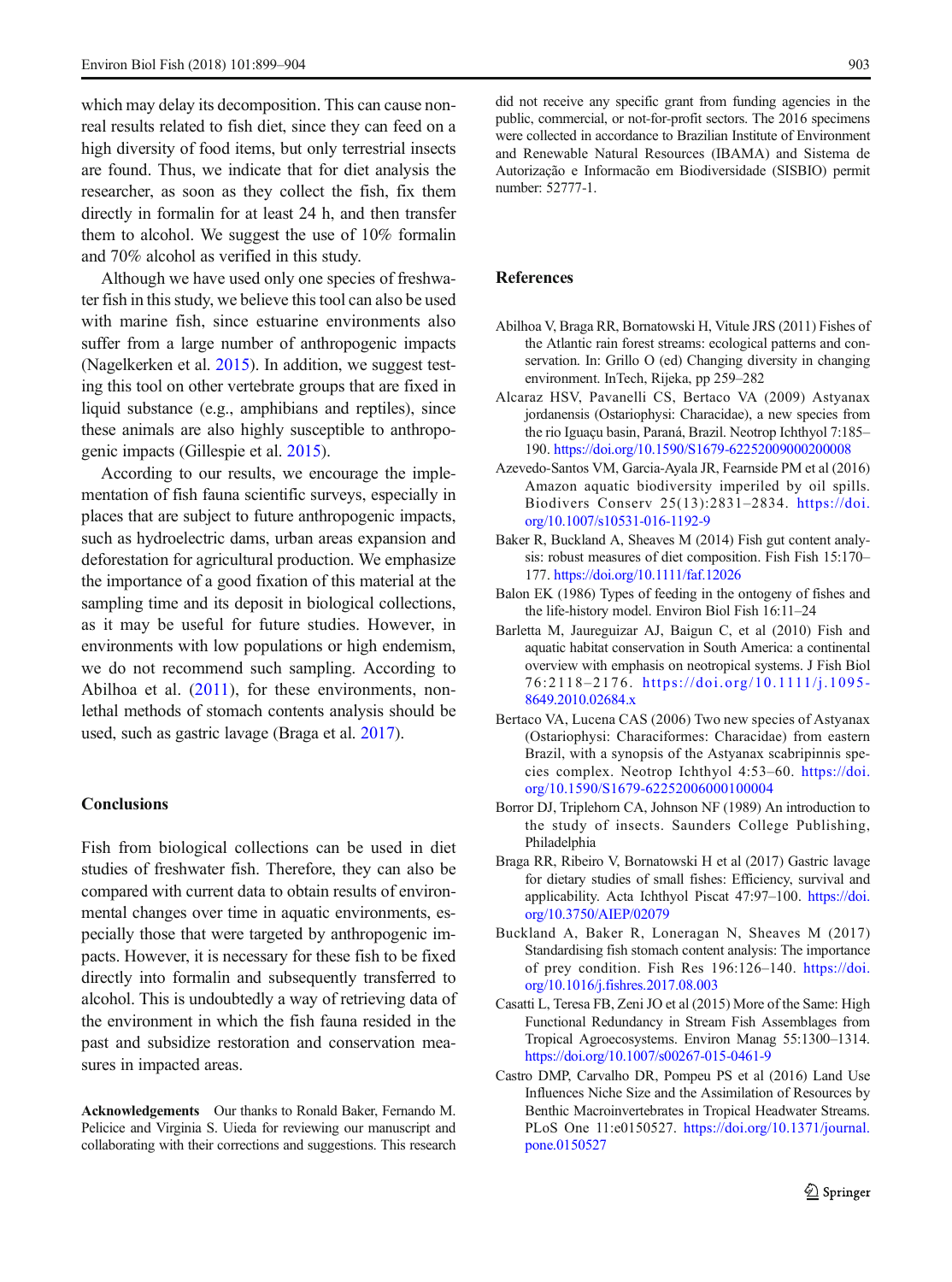which may delay its decomposition. This can cause non-real results related to fish diet, since they can feed on a high diversity of food items, but only terrestrial insects are found. Thus, we indicate that for diet analysis the researcher, as soon as they collect the fish, fix them directly in formalin for at least 24 h, and then transfer them to alcohol. We suggest the use of 10% formalin and 70% alcohol as verified in this study.

Although we have used only one species of freshwater fish in this study, we believe this tool can also be used with marine fish, since estuarine environments also suffer from a large number of anthropogenic impacts (Nagelkerken et al. 2015). In addition, we suggest testing this tool on other vertebrate groups that are fixed in liquid substance (e.g., amphibians and reptiles), since these animals are also highly susceptible to anthropogenic impacts (Gillespie et al. 2015).

According to our results, we encourage the implementation of fish fauna scientific surveys, especially in places that are subject to future anthropogenic impacts, such as hydroelectric dams, urban areas expansion and deforestation for agricultural production. We emphasize the importance of a good fixation of this material at the sampling time and its deposit in biological collections, as it may be useful for future studies. However, in environments with low populations or high endemism, we do not recommend such sampling. According to Abilhoa et al. (2011), for these environments, non-lethal methods of stomach contents analysis should be used, such as gastric lavage (Braga et al. 2017).

## Conclusions

Fish from biological collections can be used in diet studies of freshwater fish. Therefore, they can also be compared with current data to obtain results of environmental changes over time in aquatic environments, especially those that were targeted by anthropogenic impacts. However, it is necessary for these fish to be fixed directly into formalin and subsequently transferred to alcohol. This is undoubtedly a way of retrieving data of the environment in which the fish fauna resided in the past and subsidize restoration and conservation measures in impacted areas.

**Acknowledgements** Our thanks to Ronald Baker, Fernando M. Pelicice and Virginia S. Uieda for reviewing our manuscript and collaborating with their corrections and suggestions. This research did not receive any specific grant from funding agencies in the public, commercial, or not-for-profit sectors. The 2016 specimens were collected in accordance to Brazilian Institute of Environment and Renewable Natural Resources (IBAMA) and Sistema de Autorização e Informacão em Biodiversidade (SISBIO) permit number: 52777-1.

## References

Abilhoa V, Braga RR, Bornatowski H, Vitule JRS (2011) Fishes of the Atlantic rain forest streams: ecological patterns and conservation. In: Grillo O (ed) Changing diversity in changing environment. InTech, Rijeka, pp 259–282

Alcaraz HSV, Pavanelli CS, Bertaco VA (2009) Astyanax jordanensis (Ostariophysi: Characidae), a new species from the rio Iguaçu basin, Paraná, Brazil. Neotrop Ichthyol 7:185–190. https://doi.org/10.1590/S1679-62252009000200008

Azevedo-Santos VM, Garcia-Ayala JR, Fearnside PM et al (2016) Amazon aquatic biodiversity imperiled by oil spills. Biodivers Conserv 25(13):2831–2834. https://doi.org/10.1007/s10531-016-1192-9

Baker R, Buckland A, Sheaves M (2014) Fish gut content analysis: robust measures of diet composition. Fish Fish 15:170–177. https://doi.org/10.1111/faf.12026

Balon EK (1986) Types of feeding in the ontogeny of fishes and the life-history model. Environ Biol Fish 16:11–24

Barletta M, Jaureguizar AJ, Baigun C, et al (2010) Fish and aquatic habitat conservation in South America: a continental overview with emphasis on neotropical systems. J Fish Biol 76:2118–2176. https://doi.org/10.1111/j.1095-8649.2010.02684.x

Bertaco VA, Lucena CAS (2006) Two new species of Astyanax (Ostariophysi: Characiformes: Characidae) from eastern Brazil, with a synopsis of the Astyanax scabripinnis species complex. Neotrop Ichthyol 4:53–60. https://doi.org/10.1590/S1679-62252006000100004

Borror DJ, Triplehorn CA, Johnson NF (1989) An introduction to the study of insects. Saunders College Publishing, Philadelphia

Braga RR, Ribeiro V, Bornatowski H et al (2017) Gastric lavage for dietary studies of small fishes: Efficiency, survival and applicability. Acta Ichthyol Piscat 47:97–100. https://doi.org/10.3750/AIEP/02079

Buckland A, Baker R, Loneragan N, Sheaves M (2017) Standardising fish stomach content analysis: The importance of prey condition. Fish Res 196:126–140. https://doi.org/10.1016/j.fishres.2017.08.003

Casatti L, Teresa FB, Zeni JO et al (2015) More of the Same: High Functional Redundancy in Stream Fish Assemblages from Tropical Agroecosystems. Environ Manag 55:1300–1314. https://doi.org/10.1007/s00267-015-0461-9

Castro DMP, Carvalho DR, Pompeu PS et al (2016) Land Use Influences Niche Size and the Assimilation of Resources by Benthic Macroinvertebrates in Tropical Headwater Streams. PLoS One 11:e0150527. https://doi.org/10.1371/journal.pone.0150527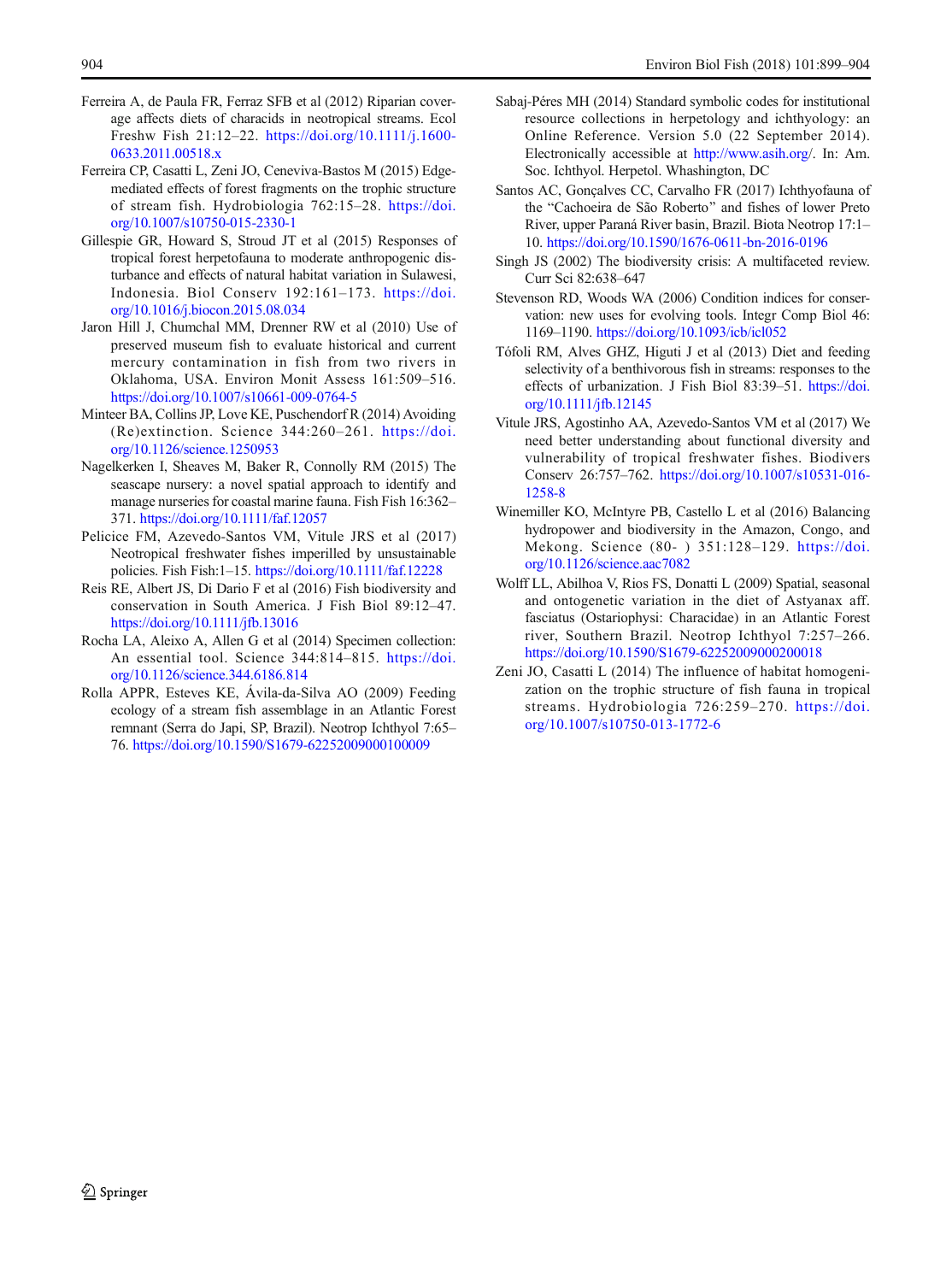Ferreira A, de Paula FR, Ferraz SFB et al (2012) Riparian coverage affects diets of characids in neotropical streams. Ecol Freshw Fish 21:12–22. https://doi.org/10.1111/j.1600-0633.2011.00518.x

Ferreira CP, Casatti L, Zeni JO, Ceneviva-Bastos M (2015) Edge-mediated effects of forest fragments on the trophic structure of stream fish. Hydrobiologia 762:15–28. https://doi.org/10.1007/s10750-015-2330-1

Gillespie GR, Howard S, Stroud JT et al (2015) Responses of tropical forest herpetofauna to moderate anthropogenic disturbance and effects of natural habitat variation in Sulawesi, Indonesia. Biol Conserv 192:161–173. https://doi.org/10.1016/j.biocon.2015.08.034

Jaron Hill J, Chumchal MM, Drenner RW et al (2010) Use of preserved museum fish to evaluate historical and current mercury contamination in fish from two rivers in Oklahoma, USA. Environ Monit Assess 161:509–516. https://doi.org/10.1007/s10661-009-0764-5

Minteer BA, Collins JP, Love KE, Puschendorf R (2014) Avoiding (Re)extinction. Science 344:260–261. https://doi.org/10.1126/science.1250953

Nagelkerken I, Sheaves M, Baker R, Connolly RM (2015) The seascape nursery: a novel spatial approach to identify and manage nurseries for coastal marine fauna. Fish Fish 16:362–371. https://doi.org/10.1111/faf.12057

Pelicice FM, Azevedo-Santos VM, Vitule JRS et al (2017) Neotropical freshwater fishes imperilled by unsustainable policies. Fish Fish:1–15. https://doi.org/10.1111/faf.12228

Reis RE, Albert JS, Di Dario F et al (2016) Fish biodiversity and conservation in South America. J Fish Biol 89:12–47. https://doi.org/10.1111/jfb.13016

Rocha LA, Aleixo A, Allen G et al (2014) Specimen collection: An essential tool. Science 344:814–815. https://doi.org/10.1126/science.344.6186.814

Rolla APPR, Esteves KE, Ávila-da-Silva AO (2009) Feeding ecology of a stream fish assemblage in an Atlantic Forest remnant (Serra do Japi, SP, Brazil). Neotrop Ichthyol 7:65–76. https://doi.org/10.1590/S1679-62252009000100009

Sabaj-Péres MH (2014) Standard symbolic codes for institutional resource collections in herpetology and ichthyology: an Online Reference. Version 5.0 (22 September 2014). Electronically accessible at http://www.asih.org/. In: Am. Soc. Ichthyol. Herpetol. Whashington, DC

Santos AC, Gonçalves CC, Carvalho FR (2017) Ichthyofauna of the "Cachoeira de São Roberto" and fishes of lower Preto River, upper Paraná River basin, Brazil. Biota Neotrop 17:1–10. https://doi.org/10.1590/1676-0611-bn-2016-0196

Singh JS (2002) The biodiversity crisis: A multifaceted review. Curr Sci 82:638–647

Stevenson RD, Woods WA (2006) Condition indices for conservation: new uses for evolving tools. Integr Comp Biol 46: 1169–1190. https://doi.org/10.1093/icb/icl052

Tófoli RM, Alves GHZ, Higuti J et al (2013) Diet and feeding selectivity of a benthivorous fish in streams: responses to the effects of urbanization. J Fish Biol 83:39–51. https://doi.org/10.1111/jfb.12145

Vitule JRS, Agostinho AA, Azevedo-Santos VM et al (2017) We need better understanding about functional diversity and vulnerability of tropical freshwater fishes. Biodivers Conserv 26:757–762. https://doi.org/10.1007/s10531-016-1258-8

Winemiller KO, McIntyre PB, Castello L et al (2016) Balancing hydropower and biodiversity in the Amazon, Congo, and Mekong. Science (80- ) 351:128–129. https://doi.org/10.1126/science.aac7082

Wolff LL, Abilhoa V, Rios FS, Donatti L (2009) Spatial, seasonal and ontogenetic variation in the diet of Astyanax aff. fasciatus (Ostariophysi: Characidae) in an Atlantic Forest river, Southern Brazil. Neotrop Ichthyol 7:257–266. https://doi.org/10.1590/S1679-62252009000200018

Zeni JO, Casatti L (2014) The influence of habitat homogenization on the trophic structure of fish fauna in tropical streams. Hydrobiologia 726:259–270. https://doi.org/10.1007/s10750-013-1772-6